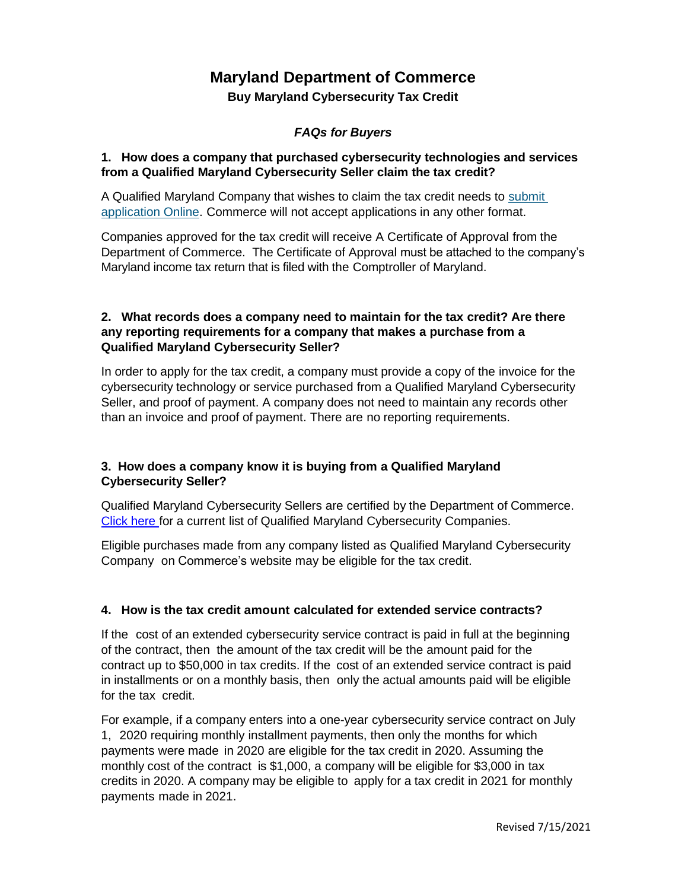# Maryland Department of Commerce

## Buy Maryland Cybersecurity Tax Credit

### *FAQs for Buyers*

**1. How does a company that purchased cybersecurity technologies and services from a Qualified Maryland Cybersecurity Seller claim the tax credit?**

A Qualified Maryland Company that wishes to claim the tax credit needs to submit application Online. Commerce will not accept applications in any other format.

Companies approved for the tax credit will receive A Certificate of Approval from the Department of Commerce. The Certificate of Approval must be attached to the company's Maryland income tax return that is filed with the Comptroller of Maryland.

**2. What records does a company need to maintain for the tax credit? Are there any reporting requirements for a company that makes a purchase from a Qualified Maryland Cybersecurity Seller?**

In order to apply for the tax credit, a company must provide a copy of the invoice for the cybersecurity technology or service purchased from a Qualified Maryland Cybersecurity Seller, and proof of payment. A company does not need to maintain any records other than an invoice and proof of payment. There are no reporting requirements.

**3. How does a company know it is buying from a Qualified Maryland Cybersecurity Seller?**

Qualified Maryland Cybersecurity Sellers are certified by the Department of Commerce. Click here for a current list of Qualified Maryland Cybersecurity Companies.

Eligible purchases made from any company listed as Qualified Maryland Cybersecurity Company on Commerce's website may be eligible for the tax credit.

**4. How is the tax credit amount calculated for extended service contracts?**

If the cost of an extended cybersecurity service contract is paid in full at the beginning of the contract, then the amount of the tax credit will be the amount paid for the contract up to $50,000 in tax credits. If the cost of an extended service contract is paid in installments or on a monthly basis, then only the actual amounts paid will be eligible for the tax credit.

For example, if a company enters into a one-year cybersecurity service contract on July 1, 2020 requiring monthly installment payments, then only the months for which payments were made in 2020 are eligible for the tax credit in 2020. Assuming the monthly cost of the contract is $1,000, a company will be eligible for $3,000 in tax credits in 2020. A company may be eligible to apply for a tax credit in 2021 for monthly payments made in 2021.

Revised 7/15/2021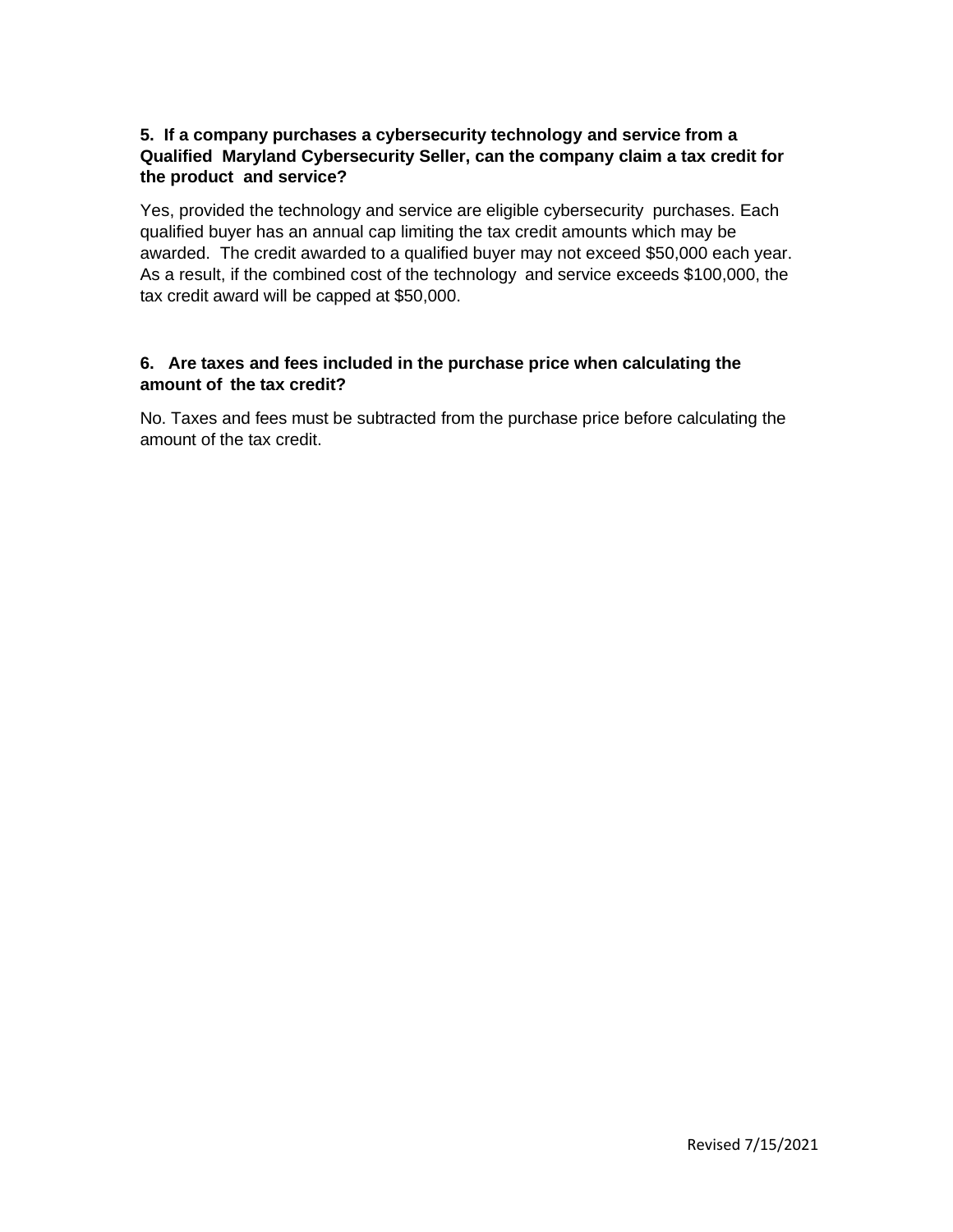**5. If a company purchases a cybersecurity technology and service from a Qualified Maryland Cybersecurity Seller, can the company claim a tax credit for the product and service?**

Yes, provided the technology and service are eligible cybersecurity purchases. Each qualified buyer has an annual cap limiting the tax credit amounts which may be awarded. The credit awarded to a qualified buyer may not exceed $50,000 each year. As a result, if the combined cost of the technology and service exceeds $100,000, the tax credit award will be capped at $50,000.

**6. Are taxes and fees included in the purchase price when calculating the amount of the tax credit?**

No. Taxes and fees must be subtracted from the purchase price before calculating the amount of the tax credit.

Revised 7/15/2021